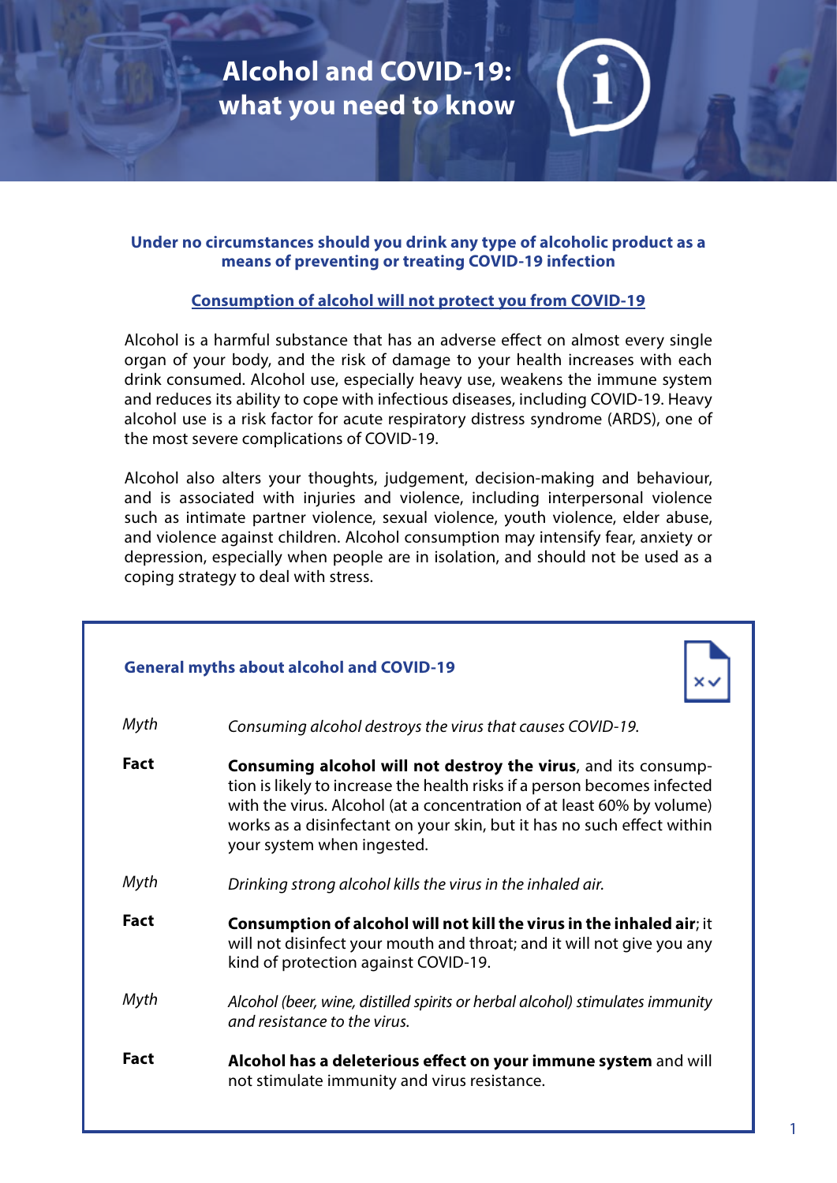# Alcohol and COVID-19: what you need to know

**Under no circumstances should you drink any type of alcoholic product as a means of preventing or treating COVID-19 infection**

**Consumption of alcohol will not protect you from COVID-19**

Alcohol is a harmful substance that has an adverse effect on almost every single organ of your body, and the risk of damage to your health increases with each drink consumed. Alcohol use, especially heavy use, weakens the immune system and reduces its ability to cope with infectious diseases, including COVID-19. Heavy alcohol use is a risk factor for acute respiratory distress syndrome (ARDS), one of the most severe complications of COVID-19.

Alcohol also alters your thoughts, judgement, decision-making and behaviour, and is associated with injuries and violence, including interpersonal violence such as intimate partner violence, sexual violence, youth violence, elder abuse, and violence against children. Alcohol consumption may intensify fear, anxiety or depression, especially when people are in isolation, and should not be used as a coping strategy to deal with stress.

## General myths about alcohol and COVID-19

*Myth* — *Consuming alcohol destroys the virus that causes COVID-19.*

**Fact** — **Consuming alcohol will not destroy the virus**, and its consumption is likely to increase the health risks if a person becomes infected with the virus. Alcohol (at a concentration of at least 60% by volume) works as a disinfectant on your skin, but it has no such effect within your system when ingested.

*Myth* — *Drinking strong alcohol kills the virus in the inhaled air.*

**Fact** — **Consumption of alcohol will not kill the virus in the inhaled air**; it will not disinfect your mouth and throat; and it will not give you any kind of protection against COVID-19.

*Myth* — *Alcohol (beer, wine, distilled spirits or herbal alcohol) stimulates immunity and resistance to the virus.*

**Fact** — **Alcohol has a deleterious effect on your immune system** and will not stimulate immunity and virus resistance.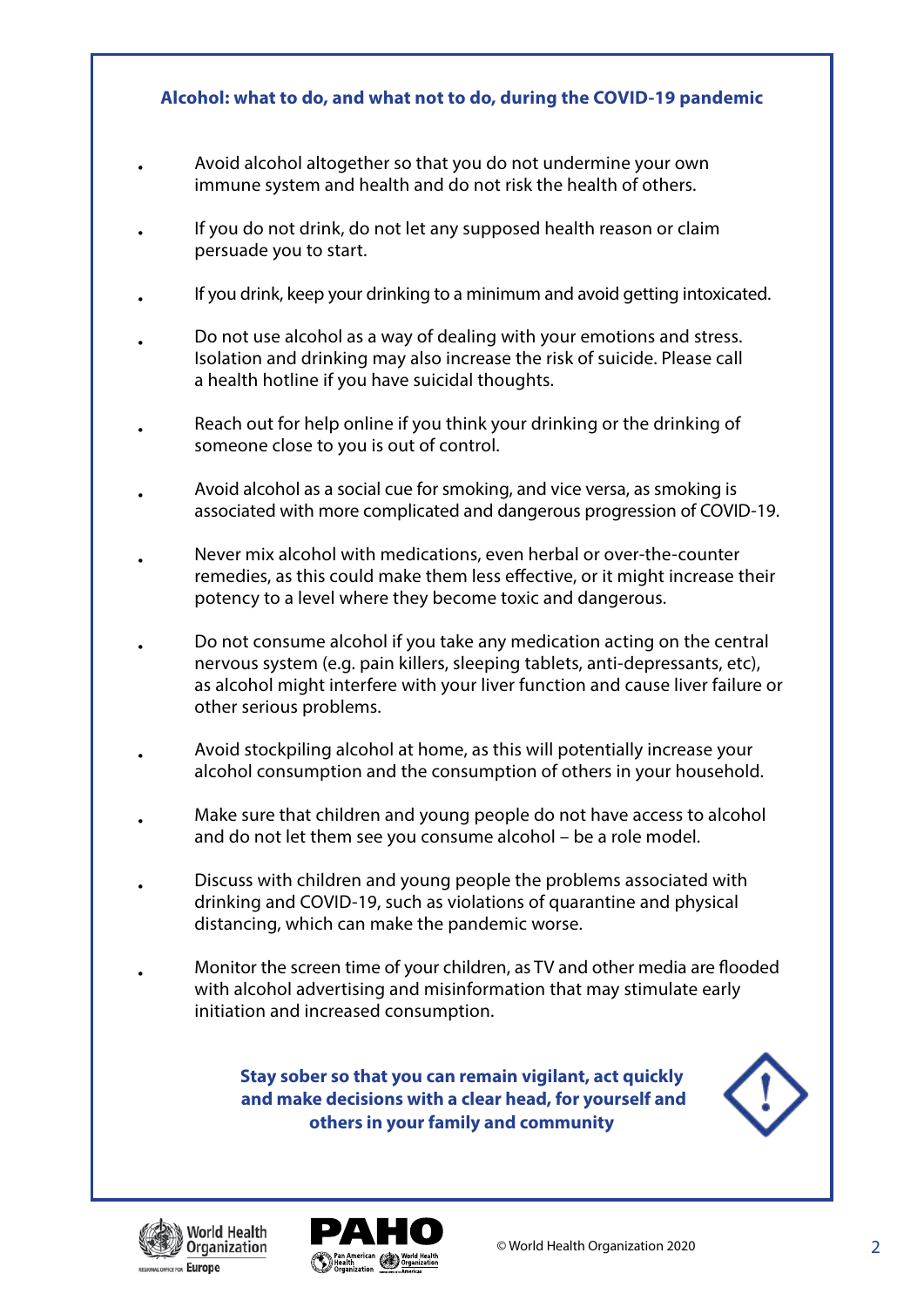## Alcohol: what to do, and what not to do, during the COVID-19 pandemic

- Avoid alcohol altogether so that you do not undermine your own immune system and health and do not risk the health of others.
- If you do not drink, do not let any supposed health reason or claim persuade you to start.
- If you drink, keep your drinking to a minimum and avoid getting intoxicated.
- Do not use alcohol as a way of dealing with your emotions and stress. Isolation and drinking may also increase the risk of suicide. Please call a health hotline if you have suicidal thoughts.
- Reach out for help online if you think your drinking or the drinking of someone close to you is out of control.
- Avoid alcohol as a social cue for smoking, and vice versa, as smoking is associated with more complicated and dangerous progression of COVID-19.
- Never mix alcohol with medications, even herbal or over-the-counter remedies, as this could make them less effective, or it might increase their potency to a level where they become toxic and dangerous.
- Do not consume alcohol if you take any medication acting on the central nervous system (e.g. pain killers, sleeping tablets, anti-depressants, etc), as alcohol might interfere with your liver function and cause liver failure or other serious problems.
- Avoid stockpiling alcohol at home, as this will potentially increase your alcohol consumption and the consumption of others in your household.
- Make sure that children and young people do not have access to alcohol and do not let them see you consume alcohol – be a role model.
- Discuss with children and young people the problems associated with drinking and COVID-19, such as violations of quarantine and physical distancing, which can make the pandemic worse.
- Monitor the screen time of your children, as TV and other media are flooded with alcohol advertising and misinformation that may stimulate early initiation and increased consumption.

**Stay sober so that you can remain vigilant, act quickly and make decisions with a clear head, for yourself and others in your family and community**

World Health Organization Regional Office for Europe

PAHO Pan American Health Organization World Health Organization Americas

© World Health Organization 2020